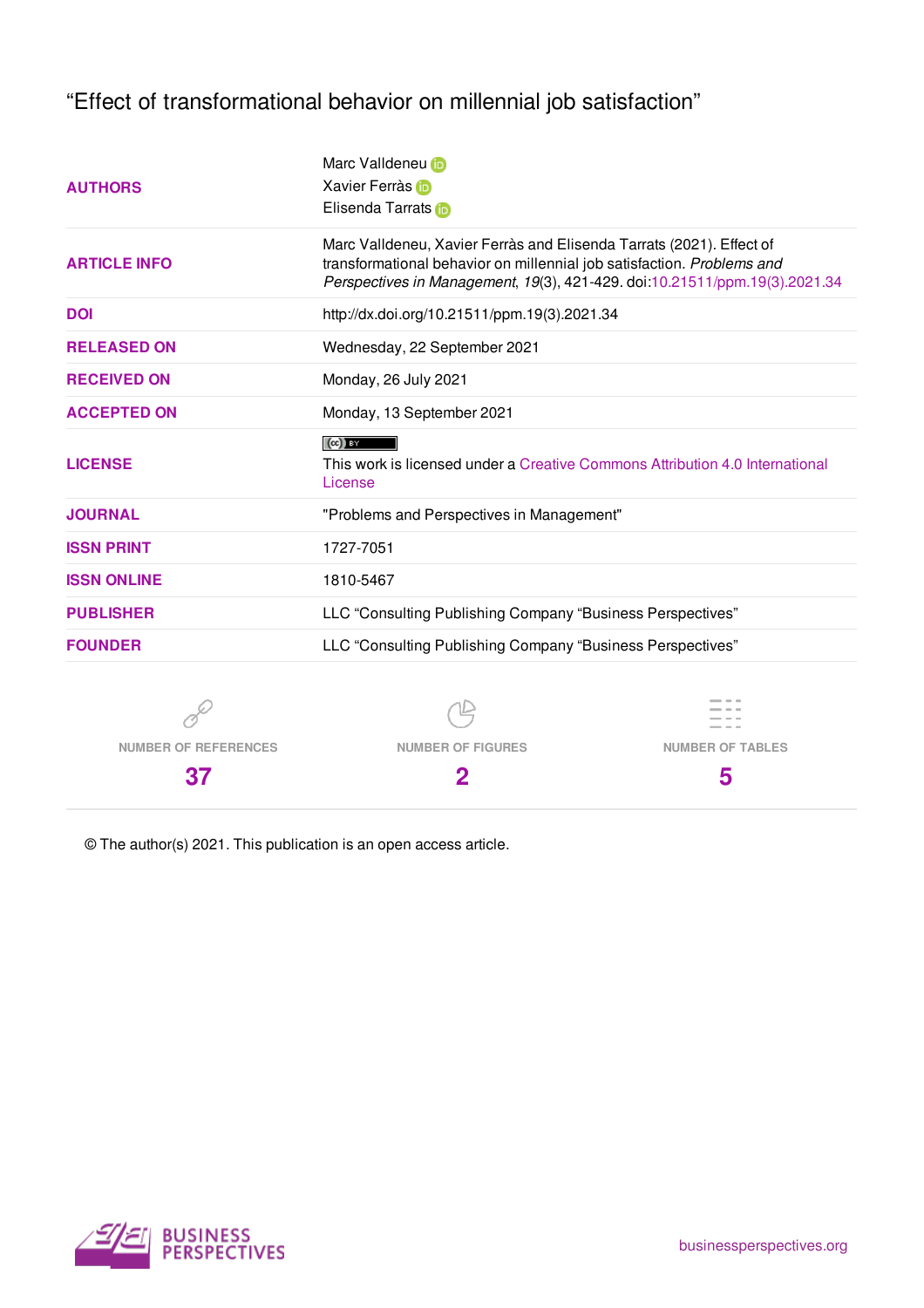# "Effect of transformational behavior on millennial job satisfaction"

| | |
|---|---|
| **AUTHORS** | Marc Valldeneu<br>Xavier Ferràs<br>Elisenda Tarrats |
| **ARTICLE INFO** | Marc Valldeneu, Xavier Ferràs and Elisenda Tarrats (2021). Effect of transformational behavior on millennial job satisfaction. *Problems and Perspectives in Management*, *19*(3), 421-429. doi:10.21511/ppm.19(3).2021.34 |
| **DOI** | http://dx.doi.org/10.21511/ppm.19(3).2021.34 |
| **RELEASED ON** | Wednesday, 22 September 2021 |
| **RECEIVED ON** | Monday, 26 July 2021 |
| **ACCEPTED ON** | Monday, 13 September 2021 |
| **LICENSE** | This work is licensed under a Creative Commons Attribution 4.0 International License |
| **JOURNAL** | "Problems and Perspectives in Management" |
| **ISSN PRINT** | 1727-7051 |
| **ISSN ONLINE** | 1810-5467 |
| **PUBLISHER** | LLC "Consulting Publishing Company "Business Perspectives" |
| **FOUNDER** | LLC "Consulting Publishing Company "Business Perspectives" |

| NUMBER OF REFERENCES | NUMBER OF FIGURES | NUMBER OF TABLES |
|---|---|---|
| 37 | 2 | 5 |

© The author(s) 2021. This publication is an open access article.

BUSINESS PERSPECTIVES

businessperspectives.org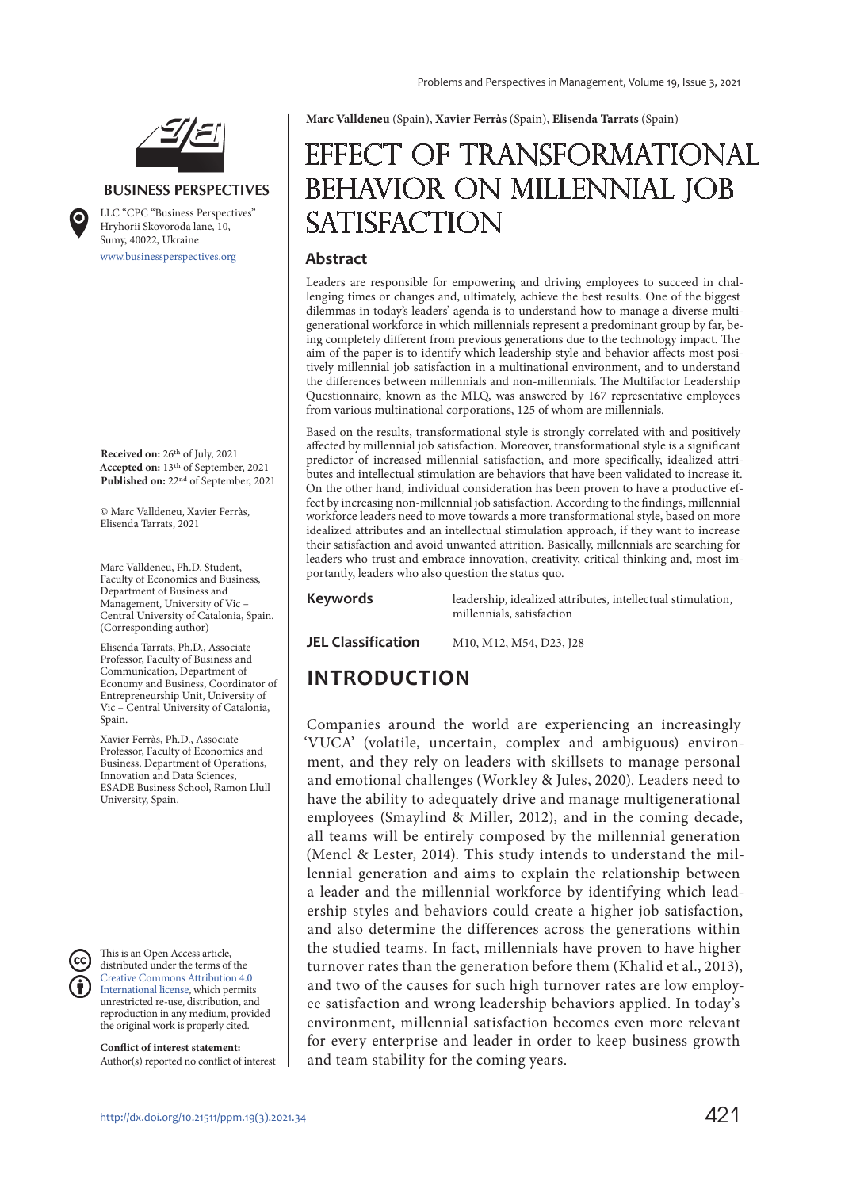Marc Valldeneu (Spain), Xavier Ferràs (Spain), Elisenda Tarrats (Spain)

# EFFECT OF TRANSFORMATIONAL BEHAVIOR ON MILLENNIAL JOB SATISFACTION

BUSINESS PERSPECTIVES

LLC "CPC "Business Perspectives"
Hryhorii Skovoroda lane, 10,
Sumy, 40022, Ukraine
www.businessperspectives.org

**Received on:** 26th of July, 2021
**Accepted on:** 13th of September, 2021
**Published on:** 22nd of September, 2021

© Marc Valldeneu, Xavier Ferràs, Elisenda Tarrats, 2021

Marc Valldeneu, Ph.D. Student, Faculty of Economics and Business, Department of Business and Management, University of Vic – Central University of Catalonia, Spain. (Corresponding author)

Elisenda Tarrats, Ph.D., Associate Professor, Faculty of Business and Communication, Department of Economy and Business, Coordinator of Entrepreneurship Unit, University of Vic – Central University of Catalonia, Spain.

Xavier Ferràs, Ph.D., Associate Professor, Faculty of Economics and Business, Department of Operations, Innovation and Data Sciences, ESADE Business School, Ramon Llull University, Spain.

This is an Open Access article, distributed under the terms of the Creative Commons Attribution 4.0 International license, which permits unrestricted re-use, distribution, and reproduction in any medium, provided the original work is properly cited.

**Conflict of interest statement:**
Author(s) reported no conflict of interest

## Abstract

Leaders are responsible for empowering and driving employees to succeed in challenging times or changes and, ultimately, achieve the best results. One of the biggest dilemmas in today's leaders' agenda is to understand how to manage a diverse multigenerational workforce in which millennials represent a predominant group by far, being completely different from previous generations due to the technology impact. The aim of the paper is to identify which leadership style and behavior affects most positively millennial job satisfaction in a multinational environment, and to understand the differences between millennials and non-millennials. The Multifactor Leadership Questionnaire, known as the MLQ, was answered by 167 representative employees from various multinational corporations, 125 of whom are millennials.

Based on the results, transformational style is strongly correlated with and positively affected by millennial job satisfaction. Moreover, transformational style is a significant predictor of increased millennial satisfaction, and more specifically, idealized attributes and intellectual stimulation are behaviors that have been validated to increase it. On the other hand, individual consideration has been proven to have a productive effect by increasing non-millennial job satisfaction. According to the findings, millennial workforce leaders need to move towards a more transformational style, based on more idealized attributes and an intellectual stimulation approach, if they want to increase their satisfaction and avoid unwanted attrition. Basically, millennials are searching for leaders who trust and embrace innovation, creativity, critical thinking and, most importantly, leaders who also question the status quo.

**Keywords** leadership, idealized attributes, intellectual stimulation, millennials, satisfaction

**JEL Classification** M10, M12, M54, D23, J28

## INTRODUCTION

Companies around the world are experiencing an increasingly 'VUCA' (volatile, uncertain, complex and ambiguous) environment, and they rely on leaders with skillsets to manage personal and emotional challenges (Workley & Jules, 2020). Leaders need to have the ability to adequately drive and manage multigenerational employees (Smaylind & Miller, 2012), and in the coming decade, all teams will be entirely composed by the millennial generation (Mencl & Lester, 2014). This study intends to understand the millennial generation and aims to explain the relationship between a leader and the millennial workforce by identifying which leadership styles and behaviors could create a higher job satisfaction, and also determine the differences across the generations within the studied teams. In fact, millennials have proven to have higher turnover rates than the generation before them (Khalid et al., 2013), and two of the causes for such high turnover rates are low employee satisfaction and wrong leadership behaviors applied. In today's environment, millennial satisfaction becomes even more relevant for every enterprise and leader in order to keep business growth and team stability for the coming years.

http://dx.doi.org/10.21511/ppm.19(3).2021.34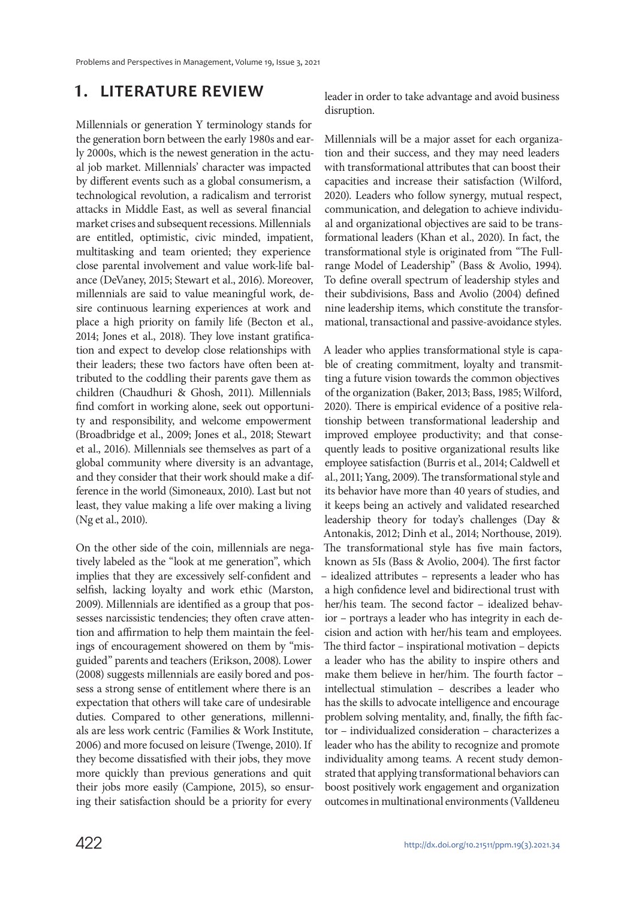# 1. LITERATURE REVIEW

Millennials or generation Y terminology stands for the generation born between the early 1980s and early 2000s, which is the newest generation in the actual job market. Millennials' character was impacted by different events such as a global consumerism, a technological revolution, a radicalism and terrorist attacks in Middle East, as well as several financial market crises and subsequent recessions. Millennials are entitled, optimistic, civic minded, impatient, multitasking and team oriented; they experience close parental involvement and value work-life balance (DeVaney, 2015; Stewart et al., 2016). Moreover, millennials are said to value meaningful work, desire continuous learning experiences at work and place a high priority on family life (Becton et al., 2014; Jones et al., 2018). They love instant gratification and expect to develop close relationships with their leaders; these two factors have often been attributed to the coddling their parents gave them as children (Chaudhuri & Ghosh, 2011). Millennials find comfort in working alone, seek out opportunity and responsibility, and welcome empowerment (Broadbridge et al., 2009; Jones et al., 2018; Stewart et al., 2016). Millennials see themselves as part of a global community where diversity is an advantage, and they consider that their work should make a difference in the world (Simoneaux, 2010). Last but not least, they value making a life over making a living (Ng et al., 2010).

On the other side of the coin, millennials are negatively labeled as the "look at me generation", which implies that they are excessively self-confident and selfish, lacking loyalty and work ethic (Marston, 2009). Millennials are identified as a group that possesses narcissistic tendencies; they often crave attention and affirmation to help them maintain the feelings of encouragement showered on them by "misguided" parents and teachers (Erikson, 2008). Lower (2008) suggests millennials are easily bored and possess a strong sense of entitlement where there is an expectation that others will take care of undesirable duties. Compared to other generations, millennials are less work centric (Families & Work Institute, 2006) and more focused on leisure (Twenge, 2010). If they become dissatisfied with their jobs, they move more quickly than previous generations and quit their jobs more easily (Campione, 2015), so ensuring their satisfaction should be a priority for every leader in order to take advantage and avoid business disruption.

Millennials will be a major asset for each organization and their success, and they may need leaders with transformational attributes that can boost their capacities and increase their satisfaction (Wilford, 2020). Leaders who follow synergy, mutual respect, communication, and delegation to achieve individual and organizational objectives are said to be transformational leaders (Khan et al., 2020). In fact, the transformational style is originated from "The Full-range Model of Leadership" (Bass & Avolio, 1994). To define overall spectrum of leadership styles and their subdivisions, Bass and Avolio (2004) defined nine leadership items, which constitute the transformational, transactional and passive-avoidance styles.

A leader who applies transformational style is capable of creating commitment, loyalty and transmitting a future vision towards the common objectives of the organization (Baker, 2013; Bass, 1985; Wilford, 2020). There is empirical evidence of a positive relationship between transformational leadership and improved employee productivity; and that consequently leads to positive organizational results like employee satisfaction (Burris et al., 2014; Caldwell et al., 2011; Yang, 2009). The transformational style and its behavior have more than 40 years of studies, and it keeps being an actively and validated researched leadership theory for today's challenges (Day & Antonakis, 2012; Dinh et al., 2014; Northouse, 2019). The transformational style has five main factors, known as 5Is (Bass & Avolio, 2004). The first factor – idealized attributes – represents a leader who has a high confidence level and bidirectional trust with her/his team. The second factor – idealized behavior – portrays a leader who has integrity in each decision and action with her/his team and employees. The third factor – inspirational motivation – depicts a leader who has the ability to inspire others and make them believe in her/him. The fourth factor – intellectual stimulation – describes a leader who has the skills to advocate intelligence and encourage problem solving mentality, and, finally, the fifth factor – individualized consideration – characterizes a leader who has the ability to recognize and promote individuality among teams. A recent study demonstrated that applying transformational behaviors can boost positively work engagement and organization outcomes in multinational environments (Valldeneu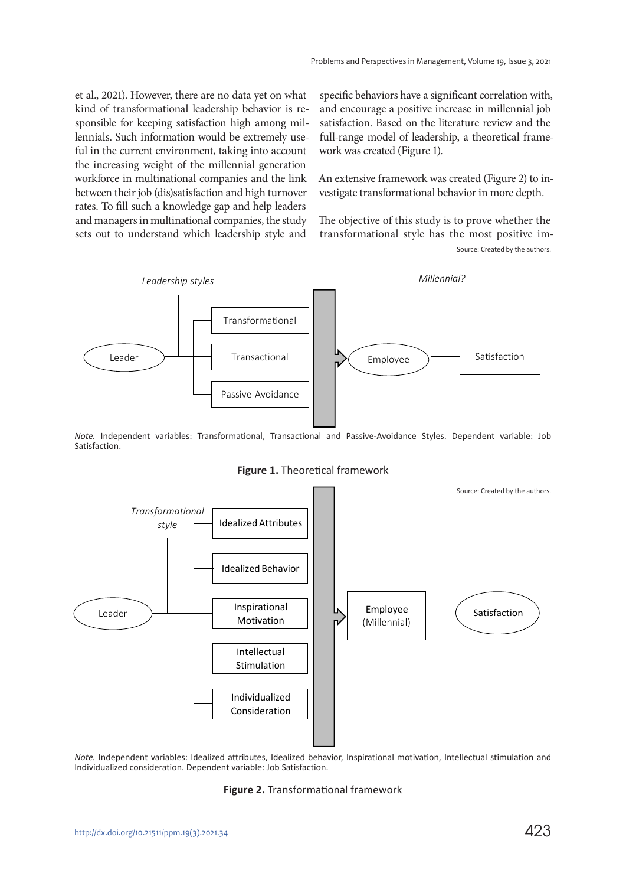et al., 2021). However, there are no data yet on what kind of transformational leadership behavior is responsible for keeping satisfaction high among millennials. Such information would be extremely useful in the current environment, taking into account the increasing weight of the millennial generation workforce in multinational companies and the link between their job (dis)satisfaction and high turnover rates. To fill such a knowledge gap and help leaders and managers in multinational companies, the study sets out to understand which leadership style and specific behaviors have a significant correlation with, and encourage a positive increase in millennial job satisfaction. Based on the literature review and the full-range model of leadership, a theoretical framework was created (Figure 1).

An extensive framework was created (Figure 2) to investigate transformational behavior in more depth.

The objective of this study is to prove whether the transformational style has the most positive im-

Source: Created by the authors.

*Leadership styles* — Leader → Transformational, Transactional, Passive-Avoidance → Employee (*Millennial?*) → Satisfaction

*Note.* Independent variables: Transformational, Transactional and Passive-Avoidance Styles. Dependent variable: Job Satisfaction.

**Figure 1.** Theoretical framework

Source: Created by the authors.

*Transformational style* — Leader → Idealized Attributes, Idealized Behavior, Inspirational Motivation, Intellectual Stimulation, Individualized Consideration → Employee (Millennial) → Satisfaction

*Note.* Independent variables: Idealized attributes, Idealized behavior, Inspirational motivation, Intellectual stimulation and Individualized consideration. Dependent variable: Job Satisfaction.

**Figure 2.** Transformational framework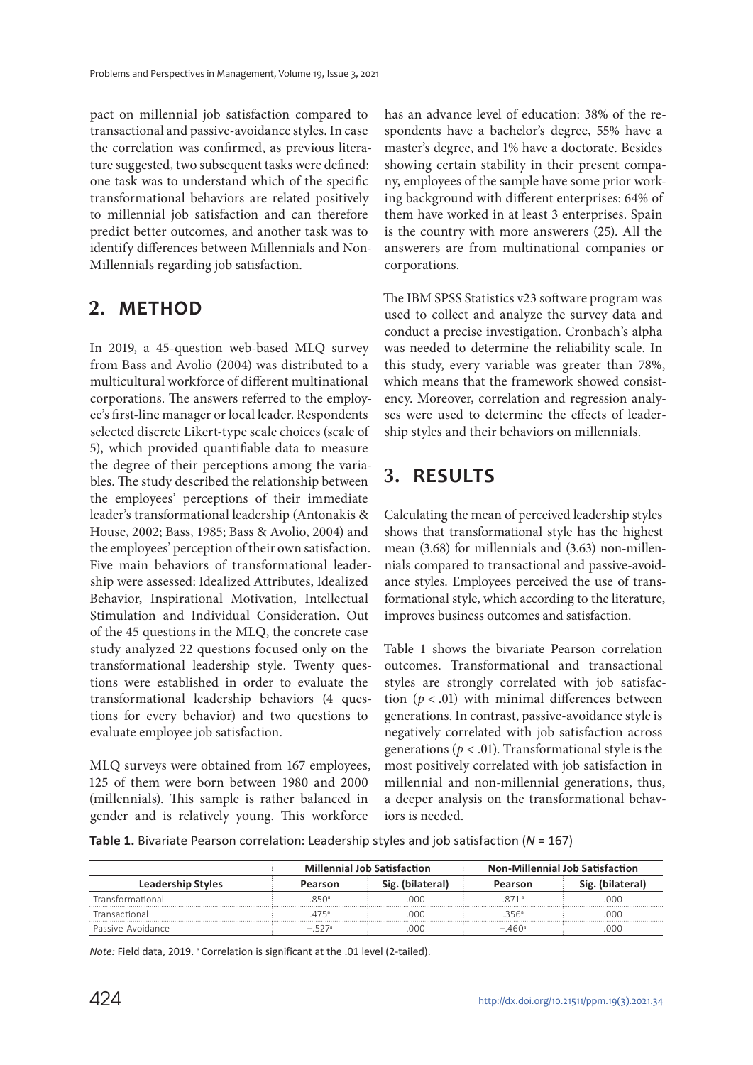pact on millennial job satisfaction compared to transactional and passive-avoidance styles. In case the correlation was confirmed, as previous literature suggested, two subsequent tasks were defined: one task was to understand which of the specific transformational behaviors are related positively to millennial job satisfaction and can therefore predict better outcomes, and another task was to identify differences between Millennials and Non-Millennials regarding job satisfaction.

## 2. METHOD

In 2019, a 45-question web-based MLQ survey from Bass and Avolio (2004) was distributed to a multicultural workforce of different multinational corporations. The answers referred to the employee's first-line manager or local leader. Respondents selected discrete Likert-type scale choices (scale of 5), which provided quantifiable data to measure the degree of their perceptions among the variables. The study described the relationship between the employees' perceptions of their immediate leader's transformational leadership (Antonakis & House, 2002; Bass, 1985; Bass & Avolio, 2004) and the employees' perception of their own satisfaction. Five main behaviors of transformational leadership were assessed: Idealized Attributes, Idealized Behavior, Inspirational Motivation, Intellectual Stimulation and Individual Consideration. Out of the 45 questions in the MLQ, the concrete case study analyzed 22 questions focused only on the transformational leadership style. Twenty questions were established in order to evaluate the transformational leadership behaviors (4 questions for every behavior) and two questions to evaluate employee job satisfaction.

MLQ surveys were obtained from 167 employees, 125 of them were born between 1980 and 2000 (millennials). This sample is rather balanced in gender and is relatively young. This workforce has an advance level of education: 38% of the respondents have a bachelor's degree, 55% have a master's degree, and 1% have a doctorate. Besides showing certain stability in their present company, employees of the sample have some prior working background with different enterprises: 64% of them have worked in at least 3 enterprises. Spain is the country with more answerers (25). All the answerers are from multinational companies or corporations.

The IBM SPSS Statistics v23 software program was used to collect and analyze the survey data and conduct a precise investigation. Cronbach's alpha was needed to determine the reliability scale. In this study, every variable was greater than 78%, which means that the framework showed consistency. Moreover, correlation and regression analyses were used to determine the effects of leadership styles and their behaviors on millennials.

## 3. RESULTS

Calculating the mean of perceived leadership styles shows that transformational style has the highest mean (3.68) for millennials and (3.63) non-millennials compared to transactional and passive-avoidance styles. Employees perceived the use of transformational style, which according to the literature, improves business outcomes and satisfaction.

Table 1 shows the bivariate Pearson correlation outcomes. Transformational and transactional styles are strongly correlated with job satisfaction ($p < .01$) with minimal differences between generations. In contrast, passive-avoidance style is negatively correlated with job satisfaction across generations ($p < .01$). Transformational style is the most positively correlated with job satisfaction in millennial and non-millennial generations, thus, a deeper analysis on the transformational behaviors is needed.

**Table 1.** Bivariate Pearson correlation: Leadership styles and job satisfaction ($N$ = 167)

| | Millennial Job Satisfaction | | Non-Millennial Job Satisfaction | |
|---|---|---|---|---|
| **Leadership Styles** | **Pearson** | **Sig. (bilateral)** | **Pearson** | **Sig. (bilateral)** |
| Transformational | .850[a] | .000 | .871[a] | .000 |
| Transactional | .475[a] | .000 | .356[a] | .000 |
| Passive-Avoidance | –.527[a] | .000 | –.460[a] | .000 |

*Note:* Field data, 2019. [a] Correlation is significant at the .01 level (2-tailed).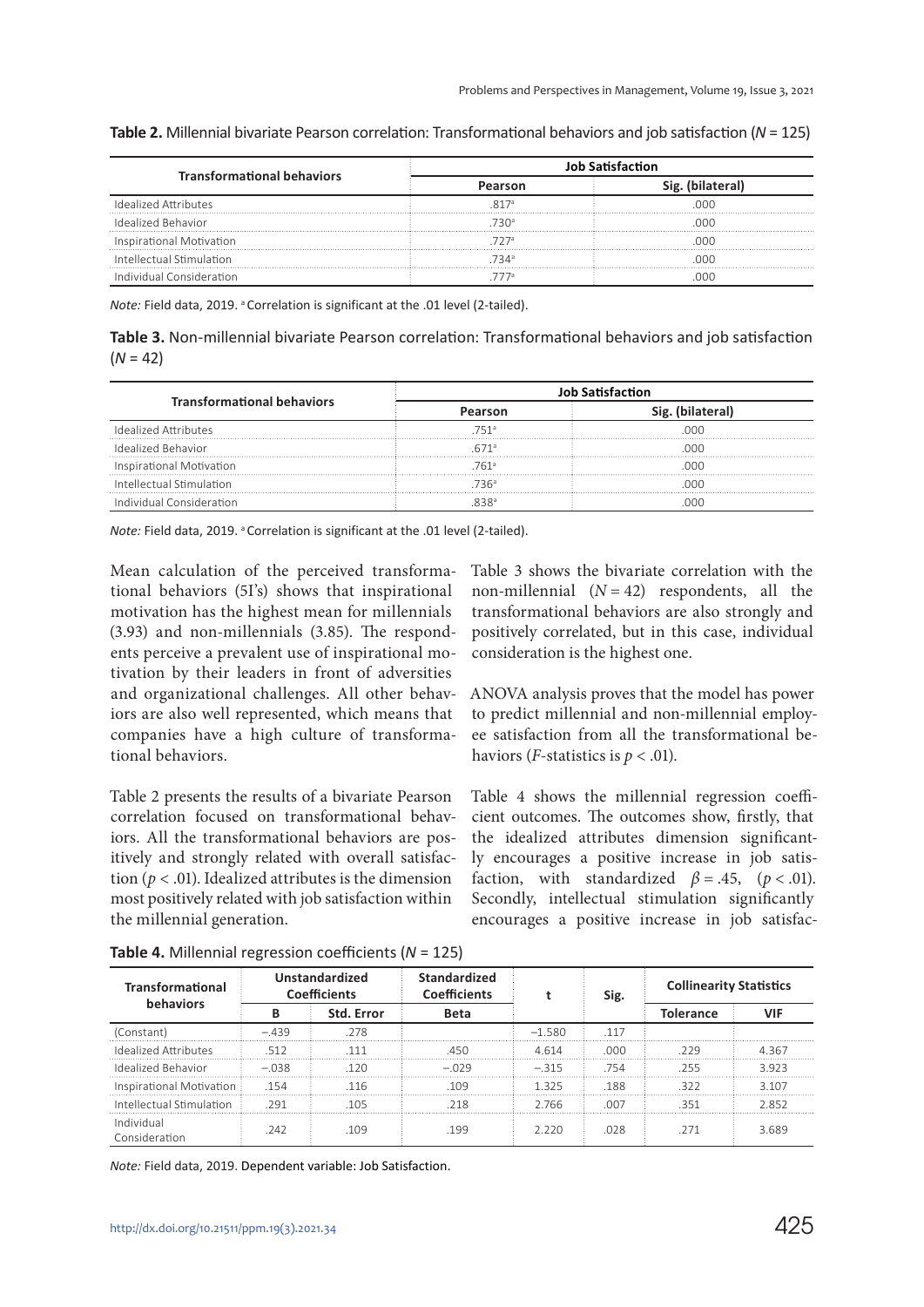**Table 2.** Millennial bivariate Pearson correlation: Transformational behaviors and job satisfaction (*N* = 125)

| Transformational behaviors | Job Satisfaction | |
|---|---|---|
| | Pearson | Sig. (bilateral) |
| Idealized Attributes | .817[a] | .000 |
| Idealized Behavior | .730[a] | .000 |
| Inspirational Motivation | .727[a] | .000 |
| Intellectual Stimulation | .734[a] | .000 |
| Individual Consideration | .777[a] | .000 |

*Note:* Field data, 2019. [a] Correlation is significant at the .01 level (2-tailed).

**Table 3.** Non-millennial bivariate Pearson correlation: Transformational behaviors and job satisfaction (*N* = 42)

| Transformational behaviors | Job Satisfaction | |
|---|---|---|
| | Pearson | Sig. (bilateral) |
| Idealized Attributes | .751[a] | .000 |
| Idealized Behavior | .671[a] | .000 |
| Inspirational Motivation | .761[a] | .000 |
| Intellectual Stimulation | .736[a] | .000 |
| Individual Consideration | .838[a] | .000 |

*Note:* Field data, 2019. [a] Correlation is significant at the .01 level (2-tailed).

Mean calculation of the perceived transformational behaviors (5I's) shows that inspirational motivation has the highest mean for millennials (3.93) and non-millennials (3.85). The respondents perceive a prevalent use of inspirational motivation by their leaders in front of adversities and organizational challenges. All other behaviors are also well represented, which means that companies have a high culture of transformational behaviors.

Table 2 presents the results of a bivariate Pearson correlation focused on transformational behaviors. All the transformational behaviors are positively and strongly related with overall satisfaction ($p < .01$). Idealized attributes is the dimension most positively related with job satisfaction within the millennial generation.

Table 3 shows the bivariate correlation with the non-millennial ($N = 42$) respondents, all the transformational behaviors are also strongly and positively correlated, but in this case, individual consideration is the highest one.

ANOVA analysis proves that the model has power to predict millennial and non-millennial employee satisfaction from all the transformational behaviors (*F*-statistics is $p < .01$).

Table 4 shows the millennial regression coefficient outcomes. The outcomes show, firstly, that the idealized attributes dimension significantly encourages a positive increase in job satisfaction, with standardized $\beta = .45$, ($p < .01$). Secondly, intellectual stimulation significantly encourages a positive increase in job satisfac-

**Table 4.** Millennial regression coefficients (*N* = 125)

| Transformational behaviors | Unstandardized Coefficients | | Standardized Coefficients | t | Sig. | Collinearity Statistics | |
|---|---|---|---|---|---|---|---|
| | B | Std. Error | Beta | | | Tolerance | VIF |
| (Constant) | −.439 | .278 | | −1.580 | .117 | | |
| Idealized Attributes | .512 | .111 | .450 | 4.614 | .000 | .229 | 4.367 |
| Idealized Behavior | −.038 | .120 | −.029 | −.315 | .754 | .255 | 3.923 |
| Inspirational Motivation | .154 | .116 | .109 | 1.325 | .188 | .322 | 3.107 |
| Intellectual Stimulation | .291 | .105 | .218 | 2.766 | .007 | .351 | 2.852 |
| Individual Consideration | .242 | .109 | .199 | 2.220 | .028 | .271 | 3.689 |

*Note:* Field data, 2019. Dependent variable: Job Satisfaction.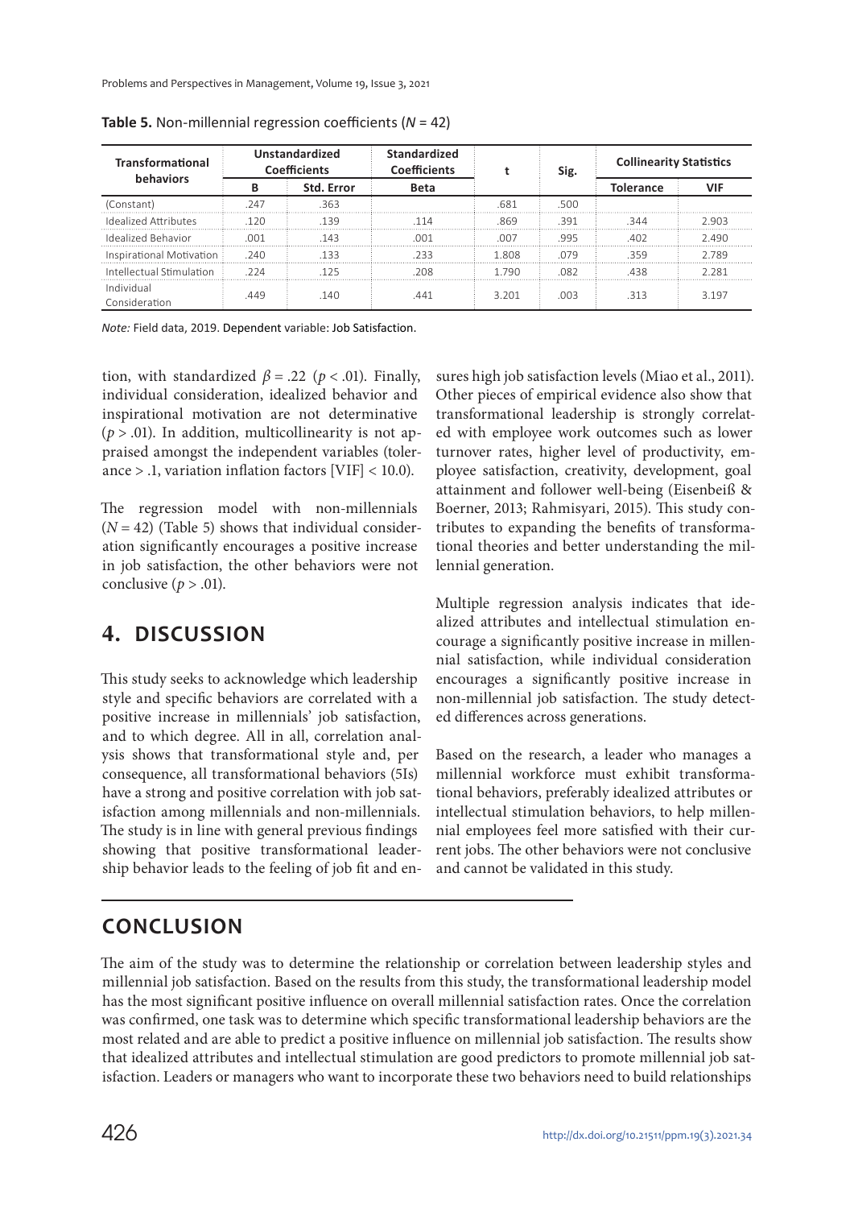**Table 5.** Non-millennial regression coefficients ($N$ = 42)

| Transformational behaviors | Unstandardized Coefficients | | Standardized Coefficients | t | Sig. | Collinearity Statistics | |
|---|---|---|---|---|---|---|---|
| | B | Std. Error | Beta | | | Tolerance | VIF |
| (Constant) | .247 | .363 | | .681 | .500 | | |
| Idealized Attributes | .120 | .139 | .114 | .869 | .391 | .344 | 2.903 |
| Idealized Behavior | .001 | .143 | .001 | .007 | .995 | .402 | 2.490 |
| Inspirational Motivation | .240 | .133 | .233 | 1.808 | .079 | .359 | 2.789 |
| Intellectual Stimulation | .224 | .125 | .208 | 1.790 | .082 | .438 | 2.281 |
| Individual Consideration | .449 | .140 | .441 | 3.201 | .003 | .313 | 3.197 |

*Note:* Field data, 2019. Dependent variable: Job Satisfaction.

tion, with standardized $\beta = .22$ ($p < .01$). Finally, individual consideration, idealized behavior and inspirational motivation are not determinative ($p > .01$). In addition, multicollinearity is not appraised amongst the independent variables (tolerance > .1, variation inflation factors [VIF] < 10.0).

The regression model with non-millennials ($N$ = 42) (Table 5) shows that individual consideration significantly encourages a positive increase in job satisfaction, the other behaviors were not conclusive ($p > .01$).

## 4. DISCUSSION

This study seeks to acknowledge which leadership style and specific behaviors are correlated with a positive increase in millennials' job satisfaction, and to which degree. All in all, correlation analysis shows that transformational style and, per consequence, all transformational behaviors (5Is) have a strong and positive correlation with job satisfaction among millennials and non-millennials. The study is in line with general previous findings showing that positive transformational leadership behavior leads to the feeling of job fit and ensures high job satisfaction levels (Miao et al., 2011). Other pieces of empirical evidence also show that transformational leadership is strongly correlated with employee work outcomes such as lower turnover rates, higher level of productivity, employee satisfaction, creativity, development, goal attainment and follower well-being (Eisenbeiß & Boerner, 2013; Rahmisyari, 2015). This study contributes to expanding the benefits of transformational theories and better understanding the millennial generation.

Multiple regression analysis indicates that idealized attributes and intellectual stimulation encourage a significantly positive increase in millennial satisfaction, while individual consideration encourages a significantly positive increase in non-millennial job satisfaction. The study detected differences across generations.

Based on the research, a leader who manages a millennial workforce must exhibit transformational behaviors, preferably idealized attributes or intellectual stimulation behaviors, to help millennial employees feel more satisfied with their current jobs. The other behaviors were not conclusive and cannot be validated in this study.

## CONCLUSION

The aim of the study was to determine the relationship or correlation between leadership styles and millennial job satisfaction. Based on the results from this study, the transformational leadership model has the most significant positive influence on overall millennial satisfaction rates. Once the correlation was confirmed, one task was to determine which specific transformational leadership behaviors are the most related and are able to predict a positive influence on millennial job satisfaction. The results show that idealized attributes and intellectual stimulation are good predictors to promote millennial job satisfaction. Leaders or managers who want to incorporate these two behaviors need to build relationships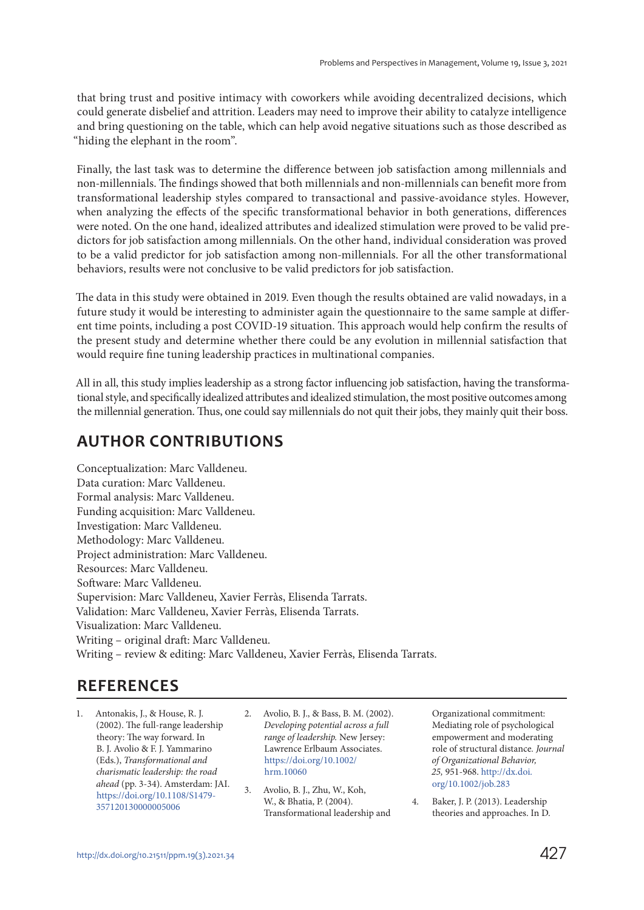that bring trust and positive intimacy with coworkers while avoiding decentralized decisions, which could generate disbelief and attrition. Leaders may need to improve their ability to catalyze intelligence and bring questioning on the table, which can help avoid negative situations such as those described as "hiding the elephant in the room".

Finally, the last task was to determine the difference between job satisfaction among millennials and non-millennials. The findings showed that both millennials and non-millennials can benefit more from transformational leadership styles compared to transactional and passive-avoidance styles. However, when analyzing the effects of the specific transformational behavior in both generations, differences were noted. On the one hand, idealized attributes and idealized stimulation were proved to be valid predictors for job satisfaction among millennials. On the other hand, individual consideration was proved to be a valid predictor for job satisfaction among non-millennials. For all the other transformational behaviors, results were not conclusive to be valid predictors for job satisfaction.

The data in this study were obtained in 2019. Even though the results obtained are valid nowadays, in a future study it would be interesting to administer again the questionnaire to the same sample at different time points, including a post COVID-19 situation. This approach would help confirm the results of the present study and determine whether there could be any evolution in millennial satisfaction that would require fine tuning leadership practices in multinational companies.

All in all, this study implies leadership as a strong factor influencing job satisfaction, having the transformational style, and specifically idealized attributes and idealized stimulation, the most positive outcomes among the millennial generation. Thus, one could say millennials do not quit their jobs, they mainly quit their boss.

## AUTHOR CONTRIBUTIONS

Conceptualization: Marc Valldeneu.
Data curation: Marc Valldeneu.
Formal analysis: Marc Valldeneu.
Funding acquisition: Marc Valldeneu.
Investigation: Marc Valldeneu.
Methodology: Marc Valldeneu.
Project administration: Marc Valldeneu.
Resources: Marc Valldeneu.
Software: Marc Valldeneu.
Supervision: Marc Valldeneu, Xavier Ferràs, Elisenda Tarrats.
Validation: Marc Valldeneu, Xavier Ferràs, Elisenda Tarrats.
Visualization: Marc Valldeneu.
Writing – original draft: Marc Valldeneu.
Writing – review & editing: Marc Valldeneu, Xavier Ferràs, Elisenda Tarrats.

## REFERENCES

1. Antonakis, J., & House, R. J. (2002). The full-range leadership theory: The way forward. In B. J. Avolio & F. J. Yammarino (Eds.), *Transformational and charismatic leadership: the road ahead* (pp. 3-34). Amsterdam: JAI. https://doi.org/10.1108/S1479-357120130000005006
2. Avolio, B. J., & Bass, B. M. (2002). *Developing potential across a full range of leadership.* New Jersey: Lawrence Erlbaum Associates. https://doi.org/10.1002/hrm.10060
3. Avolio, B. J., Zhu, W., Koh, W., & Bhatia, P. (2004). Transformational leadership and Organizational commitment: Mediating role of psychological empowerment and moderating role of structural distance. *Journal of Organizational Behavior, 25,* 951-968. http://dx.doi.org/10.1002/job.283
4. Baker, J. P. (2013). Leadership theories and approaches. In D.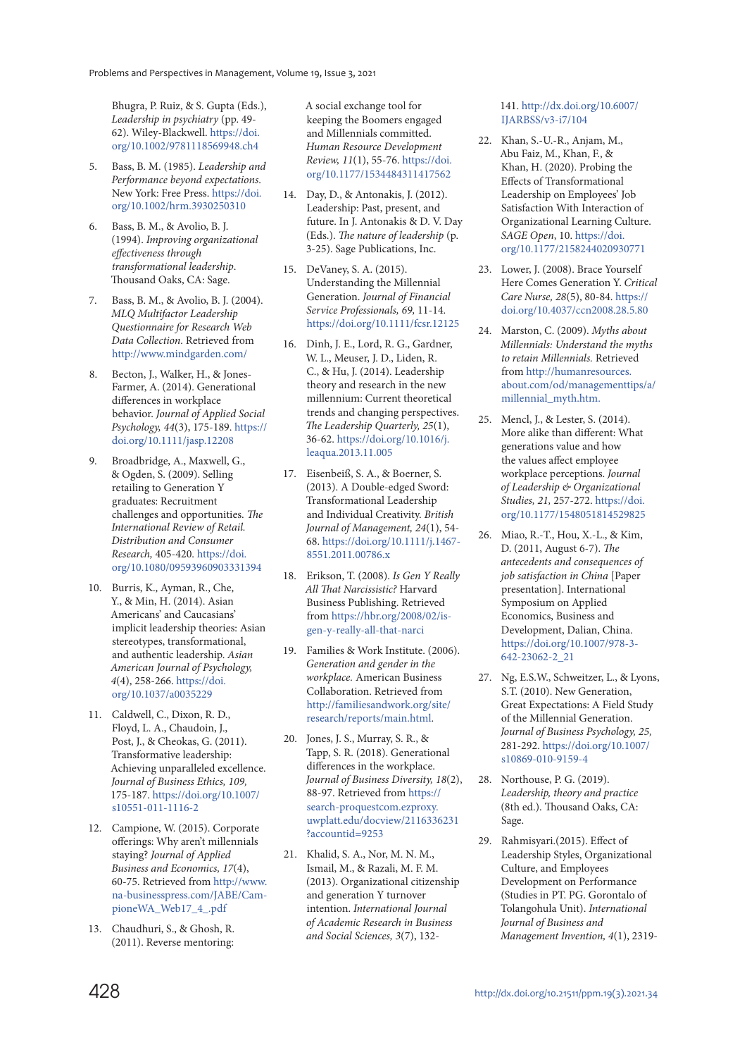Bhugra, P. Ruiz, & S. Gupta (Eds.), *Leadership in psychiatry* (pp. 49-62). Wiley-Blackwell. https://doi.org/10.1002/9781118569948.ch4

5. Bass, B. M. (1985). *Leadership and Performance beyond expectations*. New York: Free Press. https://doi.org/10.1002/hrm.3930250310

6. Bass, B. M., & Avolio, B. J. (1994). *Improving organizational effectiveness through transformational leadership*. Thousand Oaks, CA: Sage.

7. Bass, B. M., & Avolio, B. J. (2004). *MLQ Multifactor Leadership Questionnaire for Research Web Data Collection*. Retrieved from http://www.mindgarden.com/

8. Becton, J., Walker, H., & Jones-Farmer, A. (2014). Generational differences in workplace behavior. *Journal of Applied Social Psychology, 44*(3), 175-189. https://doi.org/10.1111/jasp.12208

9. Broadbridge, A., Maxwell, G., & Ogden, S. (2009). Selling retailing to Generation Y graduates: Recruitment challenges and opportunities. *The International Review of Retail. Distribution and Consumer Research,* 405-420. https://doi.org/10.1080/09593960903331394

10. Burris, K., Ayman, R., Che, Y., & Min, H. (2014). Asian Americans' and Caucasians' implicit leadership theories: Asian stereotypes, transformational, and authentic leadership. *Asian American Journal of Psychology, 4*(4), 258-266. https://doi.org/10.1037/a0035229

11. Caldwell, C., Dixon, R. D., Floyd, L. A., Chaudoin, J., Post, J., & Cheokas, G. (2011). Transformative leadership: Achieving unparalleled excellence. *Journal of Business Ethics, 109,* 175-187. https://doi.org/10.1007/s10551-011-1116-2

12. Campione, W. (2015). Corporate offerings: Why aren't millennials staying? *Journal of Applied Business and Economics, 17*(4), 60-75. Retrieved from http://www.na-businesspress.com/JABE/CampioneWA_Web17_4_.pdf

13. Chaudhuri, S., & Ghosh, R. (2011). Reverse mentoring: A social exchange tool for keeping the Boomers engaged and Millennials committed. *Human Resource Development Review, 11*(1), 55-76. https://doi.org/10.1177/1534484311417562

14. Day, D., & Antonakis, J. (2012). Leadership: Past, present, and future. In J. Antonakis & D. V. Day (Eds.). *The nature of leadership* (p. 3-25). Sage Publications, Inc.

15. DeVaney, S. A. (2015). Understanding the Millennial Generation. *Journal of Financial Service Professionals, 69,* 11-14. https://doi.org/10.1111/fcsr.12125

16. Dinh, J. E., Lord, R. G., Gardner, W. L., Meuser, J. D., Liden, R. C., & Hu, J. (2014). Leadership theory and research in the new millennium: Current theoretical trends and changing perspectives. *The Leadership Quarterly, 25*(1), 36-62. https://doi.org/10.1016/j.leaqua.2013.11.005

17. Eisenbeiß, S. A., & Boerner, S. (2013). A Double-edged Sword: Transformational Leadership and Individual Creativity. *British Journal of Management, 24*(1), 54-68. https://doi.org/10.1111/j.1467-8551.2011.00786.x

18. Erikson, T. (2008). *Is Gen Y Really All That Narcissistic?* Harvard Business Publishing. Retrieved from https://hbr.org/2008/02/is-gen-y-really-all-that-narci

19. Families & Work Institute. (2006). *Generation and gender in the workplace.* American Business Collaboration. Retrieved from http://familiesandwork.org/site/research/reports/main.html.

20. Jones, J. S., Murray, S. R., & Tapp, S. R. (2018). Generational differences in the workplace. *Journal of Business Diversity, 18*(2), 88-97. Retrieved from https://search-proquestcom.ezproxy.uwplatt.edu/docview/2116336231?accountid=9253

21. Khalid, S. A., Nor, M. N. M., Ismail, M., & Razali, M. F. M. (2013). Organizational citizenship and generation Y turnover intention. *International Journal of Academic Research in Business and Social Sciences, 3*(7), 132-141. http://dx.doi.org/10.6007/IJARBSS/v3-i7/104

22. Khan, S.-U.-R., Anjam, M., Abu Faiz, M., Khan, F., & Khan, H. (2020). Probing the Effects of Transformational Leadership on Employees' Job Satisfaction With Interaction of Organizational Learning Culture. *SAGE Open*, 10. https://doi.org/10.1177/2158244020930771

23. Lower, J. (2008). Brace Yourself Here Comes Generation Y. *Critical Care Nurse, 28*(5), 80-84. https://doi.org/10.4037/ccn2008.28.5.80

24. Marston, C. (2009). *Myths about Millennials: Understand the myths to retain Millennials.* Retrieved from http://humanresources.about.com/od/managementtips/a/millennial_myth.htm.

25. Mencl, J., & Lester, S. (2014). More alike than different: What generations value and how the values affect employee workplace perceptions. *Journal of Leadership & Organizational Studies, 21,* 257-272. https://doi.org/10.1177/1548051814529825

26. Miao, R.-T., Hou, X.-L., & Kim, D. (2011, August 6-7). *The antecedents and consequences of job satisfaction in China* [Paper presentation]. International Symposium on Applied Economics, Business and Development, Dalian, China. https://doi.org/10.1007/978-3-642-23062-2_21

27. Ng, E.S.W., Schweitzer, L., & Lyons, S.T. (2010). New Generation, Great Expectations: A Field Study of the Millennial Generation. *Journal of Business Psychology, 25,* 281-292. https://doi.org/10.1007/s10869-010-9159-4

28. Northouse, P. G. (2019). *Leadership, theory and practice* (8th ed.). Thousand Oaks, CA: Sage.

29. Rahmisyari.(2015). Effect of Leadership Styles, Organizational Culture, and Employees Development on Performance (Studies in PT. PG. Gorontalo of Tolangohula Unit). *International Journal of Business and Management Invention, 4*(1), 2319-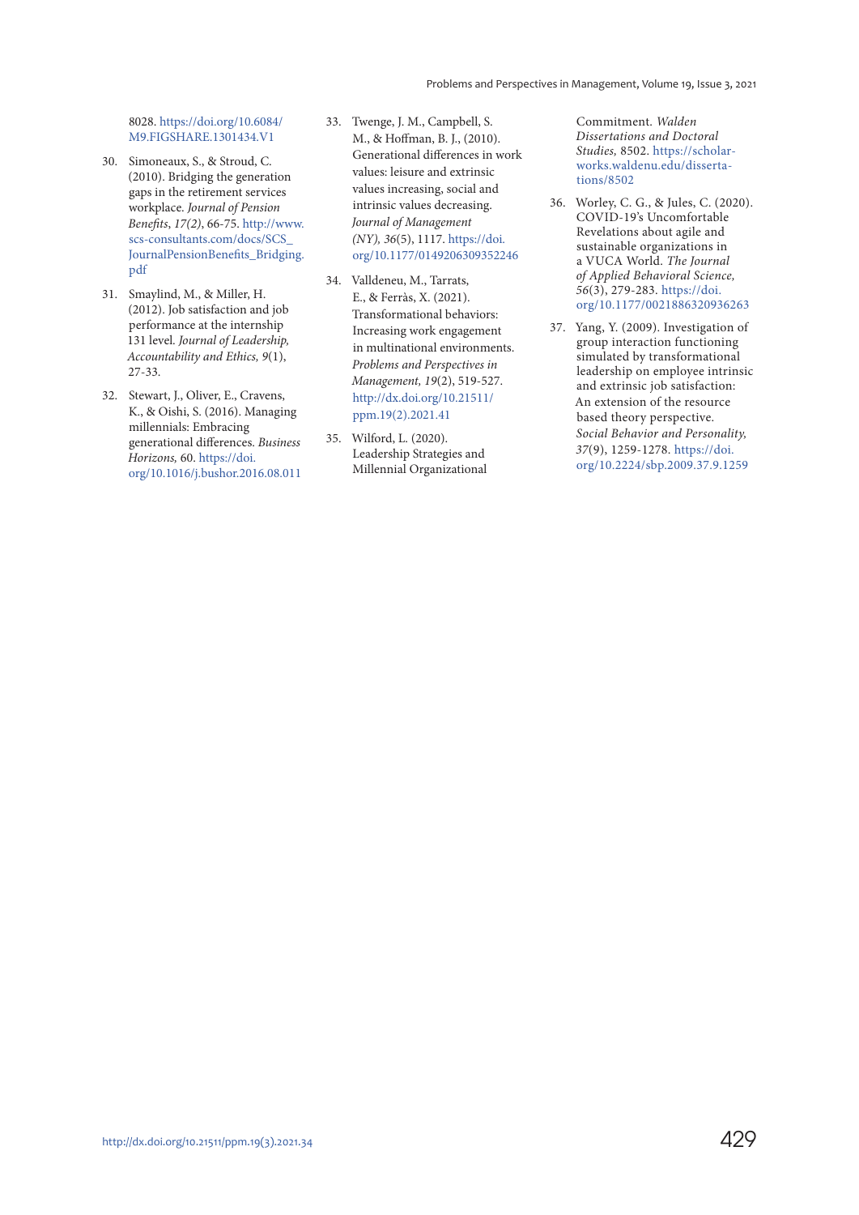8028. https://doi.org/10.6084/M9.FIGSHARE.1301434.V1

30. Simoneaux, S., & Stroud, C. (2010). Bridging the generation gaps in the retirement services workplace. *Journal of Pension Benefits, 17(2)*, 66-75. http://www.scs-consultants.com/docs/SCS_JournalPensionBenefits_Bridging.pdf

31. Smaylind, M., & Miller, H. (2012). Job satisfaction and job performance at the internship 131 level. *Journal of Leadership, Accountability and Ethics, 9*(1), 27-33.

32. Stewart, J., Oliver, E., Cravens, K., & Oishi, S. (2016). Managing millennials: Embracing generational differences. *Business Horizons,* 60. https://doi.org/10.1016/j.bushor.2016.08.011

33. Twenge, J. M., Campbell, S. M., & Hoffman, B. J., (2010). Generational differences in work values: leisure and extrinsic values increasing, social and intrinsic values decreasing. *Journal of Management (NY), 36*(5), 1117. https://doi.org/10.1177/0149206309352246

34. Vallderuu, M., Tarrats, E., & Ferràs, X. (2021). Transformational behaviors: Increasing work engagement in multinational environments. *Problems and Perspectives in Management, 19*(2), 519-527. http://dx.doi.org/10.21511/ppm.19(2).2021.41

35. Wilford, L. (2020). Leadership Strategies and Millennial Organizational Commitment. *Walden Dissertations and Doctoral Studies,* 8502. https://scholarworks.waldenu.edu/dissertations/8502

36. Worley, C. G., & Jules, C. (2020). COVID-19's Uncomfortable Revelations about agile and sustainable organizations in a VUCA World. *The Journal of Applied Behavioral Science, 56*(3), 279-283. https://doi.org/10.1177/0021886320936263

37. Yang, Y. (2009). Investigation of group interaction functioning simulated by transformational leadership on employee intrinsic and extrinsic job satisfaction: An extension of the resource based theory perspective. *Social Behavior and Personality, 37*(9), 1259-1278. https://doi.org/10.2224/sbp.2009.37.9.1259